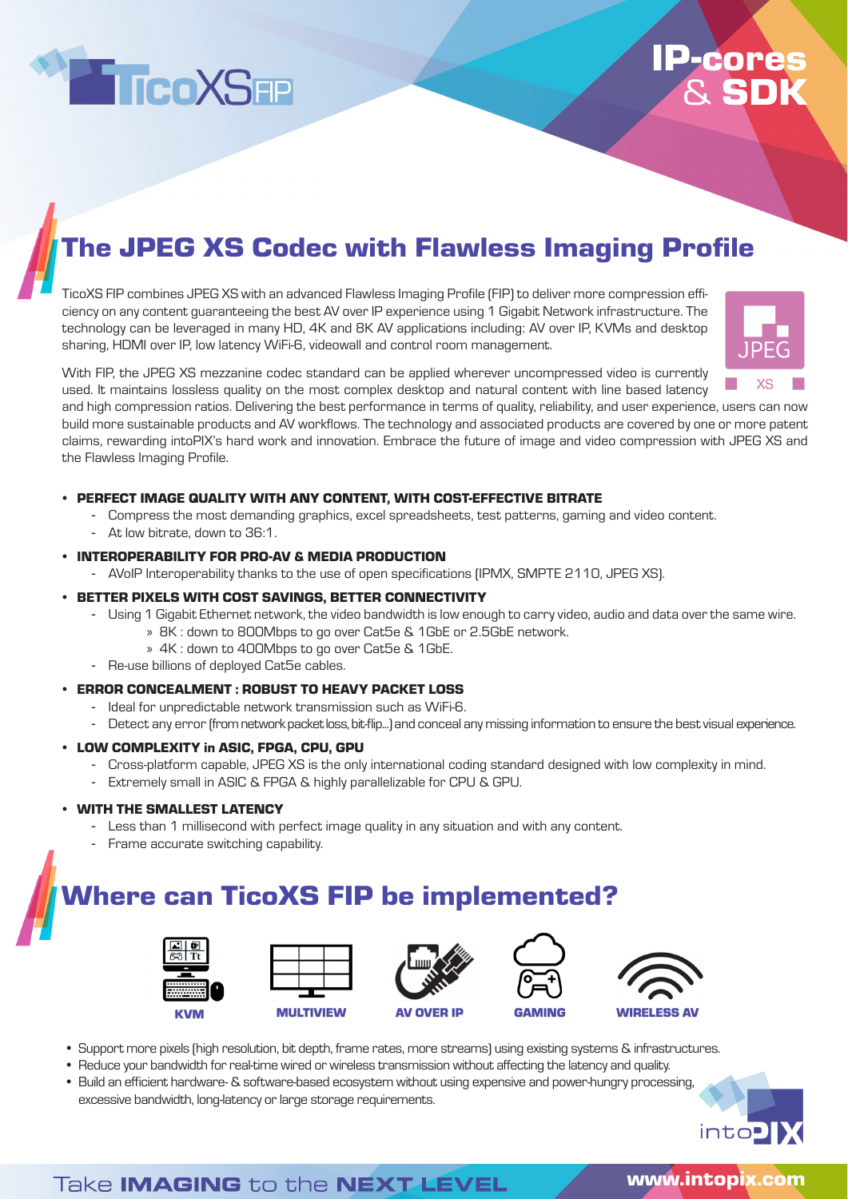TicoXS FIP

IP-cores & SDK

## The JPEG XS Codec with Flawless Imaging Profile

TicoXS FIP combines JPEG XS with an advanced Flawless Imaging Profile (FIP) to deliver more compression efficiency on any content guaranteeing the best AV over IP experience using 1 Gigabit Network infrastructure. The technology can be leveraged in many HD, 4K and 8K AV applications including: AV over IP, KVMs and desktop sharing, HDMI over IP, low latency WiFi-6, videowall and control room management.

With FIP, the JPEG XS mezzanine codec standard can be applied wherever uncompressed video is currently used. It maintains lossless quality on the most complex desktop and natural content with line based latency and high compression ratios. Delivering the best performance in terms of quality, reliability, and user experience, users can now build more sustainable products and AV workflows. The technology and associated products are covered by one or more patent claims, rewarding intoPIX's hard work and innovation. Embrace the future of image and video compression with JPEG XS and the Flawless Imaging Profile.

- **PERFECT IMAGE QUALITY WITH ANY CONTENT, WITH COST-EFFECTIVE BITRATE**
  - Compress the most demanding graphics, excel spreadsheets, test patterns, gaming and video content.
  - At low bitrate, down to 36:1.
- **INTEROPERABILITY FOR PRO-AV & MEDIA PRODUCTION**
  - AVoIP Interoperability thanks to the use of open specifications (IPMX, SMPTE 2110, JPEG XS).
- **BETTER PIXELS WITH COST SAVINGS, BETTER CONNECTIVITY**
  - Using 1 Gigabit Ethernet network, the video bandwidth is low enough to carry video, audio and data over the same wire.
    - 8K : down to 800Mbps to go over Cat5e & 1GbE or 2.5GbE network.
    - 4K : down to 400Mbps to go over Cat5e & 1GbE.
  - Re-use billions of deployed Cat5e cables.
- **ERROR CONCEALMENT : ROBUST TO HEAVY PACKET LOSS**
  - Ideal for unpredictable network transmission such as WiFi-6.
  - Detect any error (from network packet loss, bit-flip...) and conceal any missing information to ensure the best visual experience.
- **LOW COMPLEXITY in ASIC, FPGA, CPU, GPU**
  - Cross-platform capable, JPEG XS is the only international coding standard designed with low complexity in mind.
  - Extremely small in ASIC & FPGA & highly parallelizable for CPU & GPU.
- **WITH THE SMALLEST LATENCY**
  - Less than 1 millisecond with perfect image quality in any situation and with any content.
  - Frame accurate switching capability.

## Where can TicoXS FIP be implemented?

KVM | MULTIVIEW | AV OVER IP | GAMING | WIRELESS AV

- Support more pixels (high resolution, bit depth, frame rates, more streams) using existing systems & infrastructures.
- Reduce your bandwidth for real-time wired or wireless transmission without affecting the latency and quality.
- Build an efficient hardware- & software-based ecosystem without using expensive and power-hungry processing, excessive bandwidth, long-latency or large storage requirements.

Take **IMAGING** to the **NEXT LEVEL** — www.intopix.com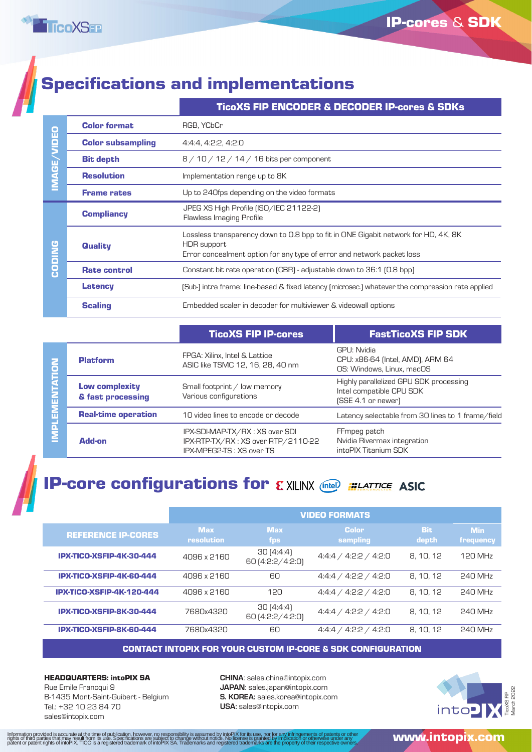# Specifications and implementations

| | | TicoXS FIP ENCODER & DECODER IP-cores & SDKs |
|---|---|---|
| IMAGE/VIDEO | **Color format** | RGB, YCbCr |
| | **Color subsampling** | 4:4:4, 4:2:2, 4:2:0 |
| | **Bit depth** | 8 / 10 / 12 / 14 / 16 bits per component |
| | **Resolution** | Implementation range up to 8K |
| | **Frame rates** | Up to 240fps depending on the video formats |
| CODING | **Compliancy** | JPEG XS High Profile (ISO/IEC 21122-2)<br>Flawless Imaging Profile |
| | **Quality** | Lossless transparency down to 0.8 bpp to fit in ONE Gigabit network for HD, 4K, 8K<br>HDR support<br>Error concealment option for any type of error and network packet loss |
| | **Rate control** | Constant bit rate operation (CBR) - adjustable down to 36:1 (0.8 bpp) |
| | **Latency** | (Sub-) intra frame: line-based & fixed latency (microsec.) whatever the compression rate applied |
| | **Scaling** | Embedded scaler in decoder for multiviewer & videowall options |

| | | TicoXS FIP IP-cores | FastTicoXS FIP SDK |
|---|---|---|---|
| IMPLEMENTATION | **Platform** | FPGA: Xilinx, Intel & Lattice<br>ASIC like TSMC 12, 16, 28, 40 nm | GPU: Nvidia<br>CPU: x86-64 (Intel, AMD), ARM 64<br>OS: Windows, Linux, macOS |
| | **Low complexity & fast processing** | Small footprint / low memory<br>Various configurations | Highly parallelized GPU SDK processing<br>Intel compatible CPU SDK<br>(SSE 4.1 or newer) |
| | **Real-time operation** | 10 video lines to encode or decode | Latency selectable from 30 lines to 1 frame/field |
| | **Add-on** | IPX-SDI-MAP-TX/RX : XS over SDI<br>IPX-RTP-TX/RX : XS over RTP/2110-22<br>IPX-MPEG2-TS : XS over TS | FFmpeg patch<br>Nvidia Rivermax integration<br>intoPIX Titanium SDK |

# IP-core configurations for XILINX intel LATTICE ASIC

| | VIDEO FORMATS | | | | |
|---|---|---|---|---|---|
| **REFERENCE IP-CORES** | **Max resolution** | **Max fps** | **Color sampling** | **Bit depth** | **Min frequency** |
| **IPX-TICO-XSFIP-4K-30-444** | 4096 x 2160 | 30 (4:4:4)<br>60 (4:2:2/4:2:0) | 4:4:4 / 4:2:2 / 4:2:0 | 8, 10, 12 | 120 MHz |
| **IPX-TICO-XSFIP-4K-60-444** | 4096 x 2160 | 60 | 4:4:4 / 4:2:2 / 4:2:0 | 8, 10, 12 | 240 MHz |
| **IPX-TICO-XSFIP-4K-120-444** | 4096 x 2160 | 120 | 4:4:4 / 4:2:2 / 4:2:0 | 8, 10, 12 | 240 MHz |
| **IPX-TICO-XSFIP-8K-30-444** | 7680x4320 | 30 (4:4:4)<br>60 (4:2:2/4:2:0) | 4:4:4 / 4:2:2 / 4:2:0 | 8, 10, 12 | 240 MHz |
| **IPX-TICO-XSFIP-8K-60-444** | 7680x4320 | 60 | 4:4:4 / 4:2:2 / 4:2:0 | 8, 10, 12 | 240 MHz |

**CONTACT INTOPIX FOR YOUR CUSTOM IP-CORE & SDK CONFIGURATION**

**HEADQUARTERS: intoPIX SA**
Rue Emile Francqui 9
B-1435 Mont-Saint-Guibert - Belgium
Tel.: +32 10 23 84 70
sales@intopix.com

**CHINA**: sales.china@intopix.com
**JAPAN**: sales.japan@intopix.com
**S. KOREA:** sales.korea@intopix.com
**USA:** sales@intopix.com

TicoXS FIP
March 2022

Information provided is accurate at the time of publication, however, no responsibility is assumed by intoPIX for its use, nor for any infringements of patents or other rights of third parties that may result from its use. Specifications are subject to change without notice. No license is granted by implication or otherwise under any patent or patent rights of intoPIX. TICO is a registered trademark of intoPIX SA. Trademarks and registered trademarks are the property of their respective owners.

**www.intopix.com**